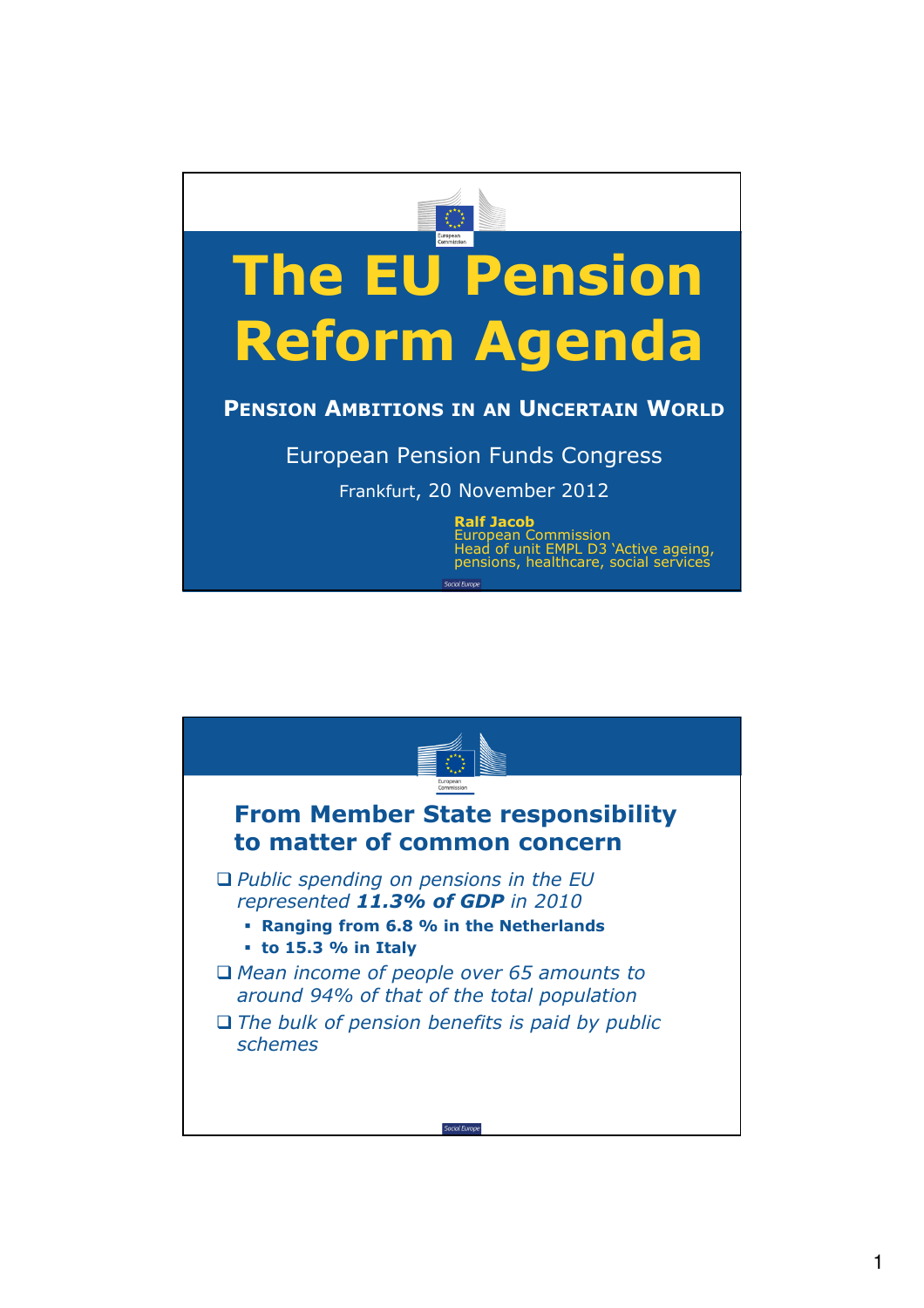# The EU Pension Reform Agenda

## Pension Ambitions in an Uncertain World

European Pension Funds Congress

Frankfurt, 20 November 2012

**Ralf Jacob**
European Commission
Head of unit EMPL D3 'Active ageing, pensions, healthcare, social services

## From Member State responsibility to matter of common concern

- *Public spending on pensions in the EU represented* ***11.3% of GDP*** *in 2010*
  - **Ranging from 6.8 % in the Netherlands**
  - **to 15.3 % in Italy**
- *Mean income of people over 65 amounts to around 94% of that of the total population*
- *The bulk of pension benefits is paid by public schemes*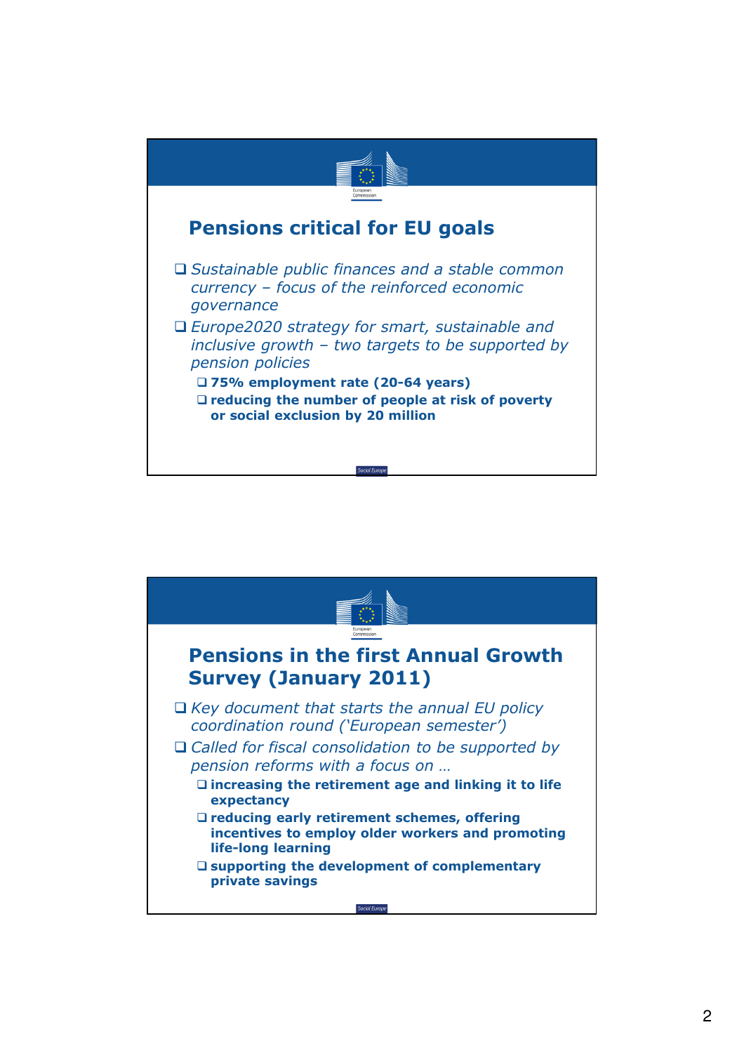## Pensions critical for EU goals

- *Sustainable public finances and a stable common currency – focus of the reinforced economic governance*
- *Europe2020 strategy for smart, sustainable and inclusive growth – two targets to be supported by pension policies*
  - **75% employment rate (20-64 years)**
  - **reducing the number of people at risk of poverty or social exclusion by 20 million**

## Pensions in the first Annual Growth Survey (January 2011)

- *Key document that starts the annual EU policy coordination round ('European semester')*
- *Called for fiscal consolidation to be supported by pension reforms with a focus on …*
  - **increasing the retirement age and linking it to life expectancy**
  - **reducing early retirement schemes, offering incentives to employ older workers and promoting life-long learning**
  - **supporting the development of complementary private savings**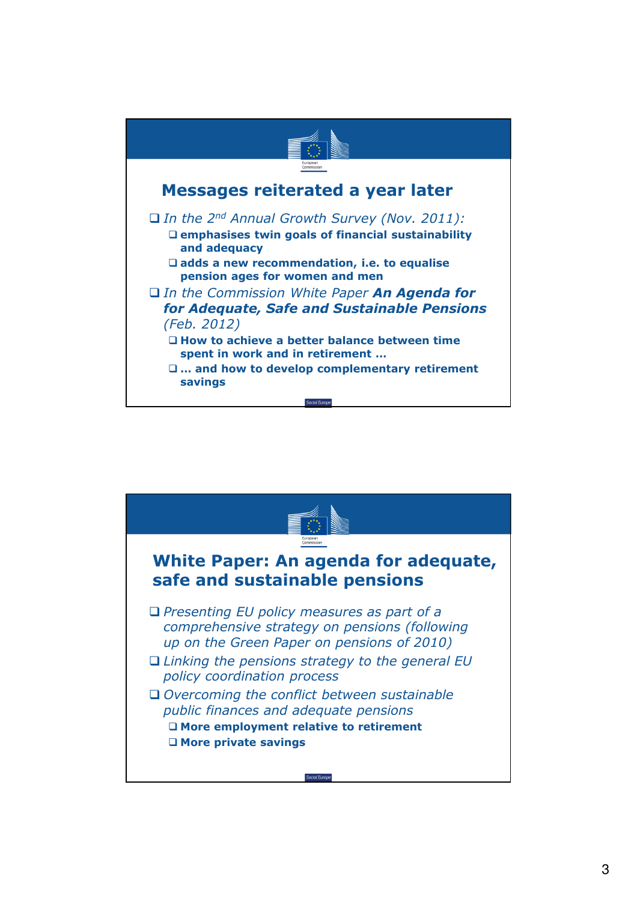## Messages reiterated a year later

- *In the 2nd Annual Growth Survey (Nov. 2011):*
  - **emphasises twin goals of financial sustainability and adequacy**
  - **adds a new recommendation, i.e. to equalise pension ages for women and men**
- *In the Commission White Paper* ***An Agenda for for Adequate, Safe and Sustainable Pensions*** *(Feb. 2012)*
  - **How to achieve a better balance between time spent in work and in retirement …**
  - **… and how to develop complementary retirement savings**

## White Paper: An agenda for adequate, safe and sustainable pensions

- *Presenting EU policy measures as part of a comprehensive strategy on pensions (following up on the Green Paper on pensions of 2010)*
- *Linking the pensions strategy to the general EU policy coordination process*
- *Overcoming the conflict between sustainable public finances and adequate pensions*
  - **More employment relative to retirement**
  - **More private savings**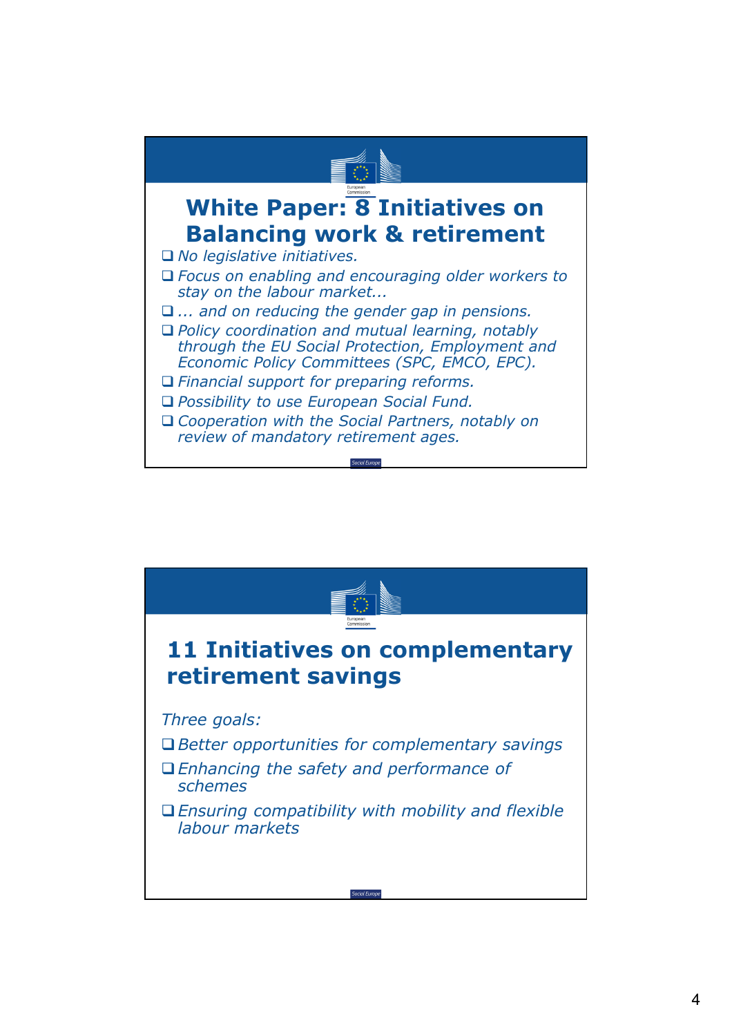## White Paper: 8 Initiatives on Balancing work & retirement

- *No legislative initiatives.*
- *Focus on enabling and encouraging older workers to stay on the labour market...*
- *... and on reducing the gender gap in pensions.*
- *Policy coordination and mutual learning, notably through the EU Social Protection, Employment and Economic Policy Committees (SPC, EMCO, EPC).*
- *Financial support for preparing reforms.*
- *Possibility to use European Social Fund.*
- *Cooperation with the Social Partners, notably on review of mandatory retirement ages.*

## 11 Initiatives on complementary retirement savings

*Three goals:*

- *Better opportunities for complementary savings*
- *Enhancing the safety and performance of schemes*
- *Ensuring compatibility with mobility and flexible labour markets*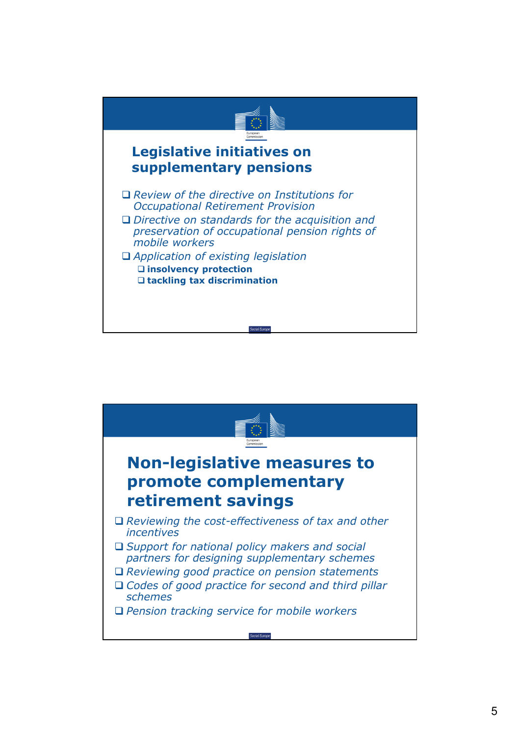## Legislative initiatives on supplementary pensions

- *Review of the directive on Institutions for Occupational Retirement Provision*
- *Directive on standards for the acquisition and preservation of occupational pension rights of mobile workers*
- *Application of existing legislation*
  - **insolvency protection**
  - **tackling tax discrimination**

## Non-legislative measures to promote complementary retirement savings

- *Reviewing the cost-effectiveness of tax and other incentives*
- *Support for national policy makers and social partners for designing supplementary schemes*
- *Reviewing good practice on pension statements*
- *Codes of good practice for second and third pillar schemes*
- *Pension tracking service for mobile workers*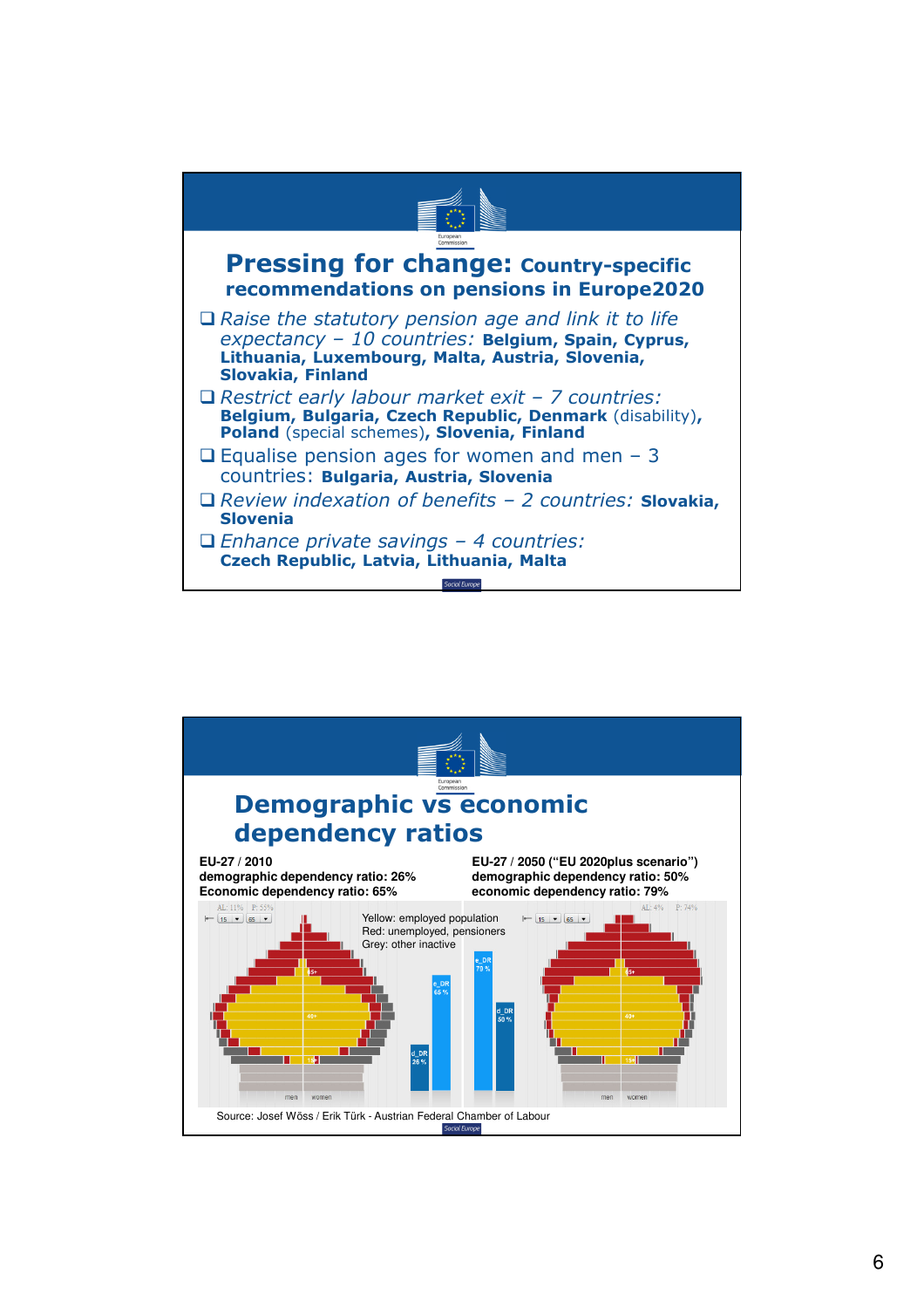## Pressing for change: Country-specific recommendations on pensions in Europe2020

- *Raise the statutory pension age and link it to life expectancy – 10 countries:* **Belgium, Spain, Cyprus, Lithuania, Luxembourg, Malta, Austria, Slovenia, Slovakia, Finland**
- *Restrict early labour market exit – 7 countries:* **Belgium, Bulgaria, Czech Republic, Denmark** (disability), **Poland** (special schemes), **Slovenia, Finland**
- Equalise pension ages for women and men – 3 countries: **Bulgaria, Austria, Slovenia**
- *Review indexation of benefits – 2 countries:* **Slovakia, Slovenia**
- *Enhance private savings – 4 countries:* **Czech Republic, Latvia, Lithuania, Malta**

## Demographic vs economic dependency ratios

**EU-27 / 2010**
**demographic dependency ratio: 26%**
**Economic dependency ratio: 65%**

**EU-27 / 2050 ("EU 2020plus scenario")**
**demographic dependency ratio: 50%**
**economic dependency ratio: 79%**

Yellow: employed population
Red: unemployed, pensioners
Grey: other inactive

Source: Josef Wöss / Erik Türk - Austrian Federal Chamber of Labour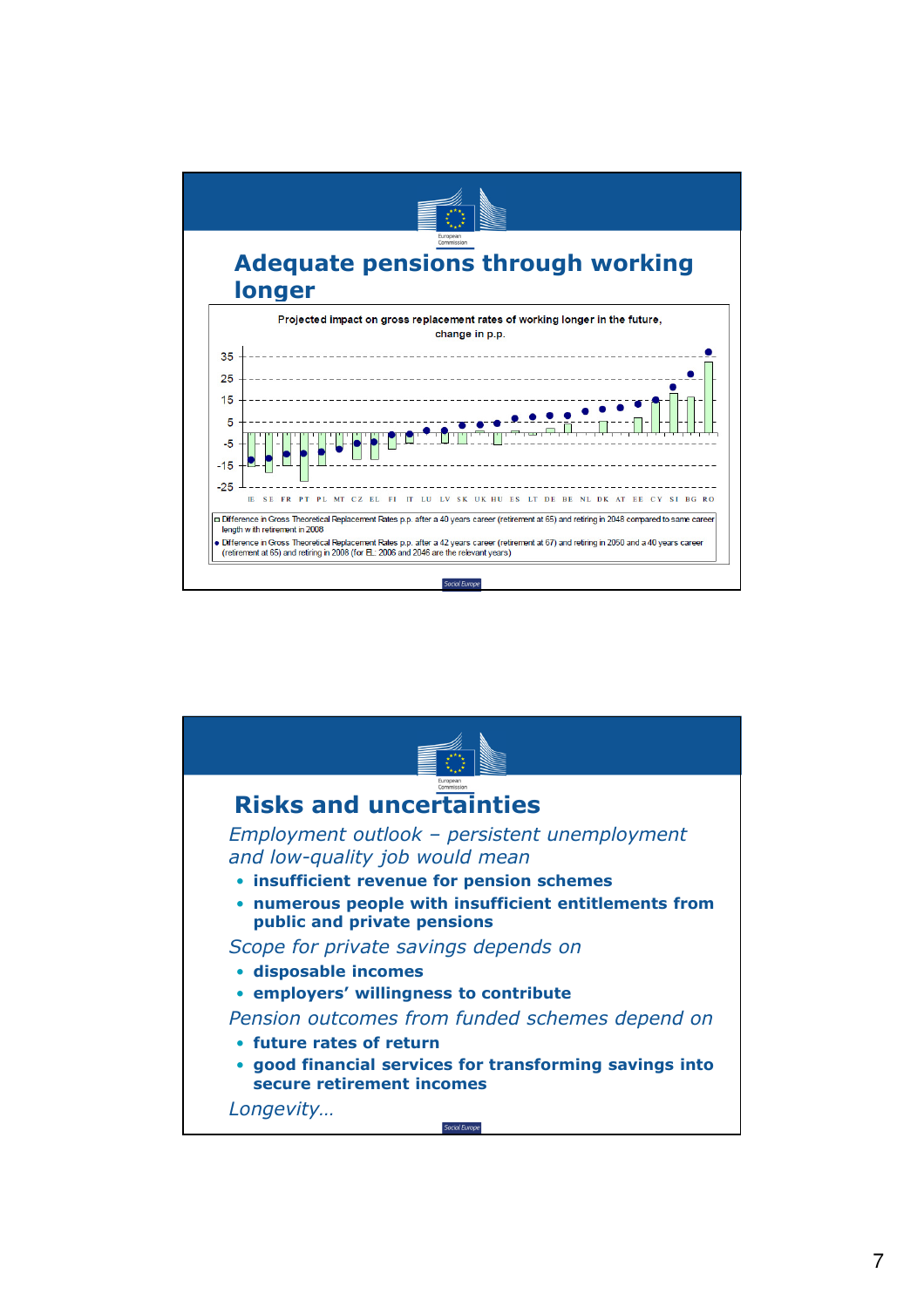## Adequate pensions through working longer

Projected impact on gross replacement rates of working longer in the future, change in p.p.

IE SE FR PT PL MT CZ EL FI IT LU LV SK UK HU ES LT DE BE NL DK AT EE CY SI BG RO

□ Difference in Gross Theoretical Replacement Rates p.p. after a 40 years career (retirement at 65) and retiring in 2048 compared to same career length with retirement in 2008

● Difference in Gross Theoretical Replacement Rates p.p. after a 42 years career (retirement at 67) and retiring in 2050 and a 40 years career (retirement at 65) and retiring in 2008 (for EL: 2006 and 2046 are the relevant years)

## Risks and uncertainties

*Employment outlook – persistent unemployment and low-quality job would mean*

- **insufficient revenue for pension schemes**
- **numerous people with insufficient entitlements from public and private pensions**

*Scope for private savings depends on*

- **disposable incomes**
- **employers' willingness to contribute**

*Pension outcomes from funded schemes depend on*

- **future rates of return**
- **good financial services for transforming savings into secure retirement incomes**

*Longevity…*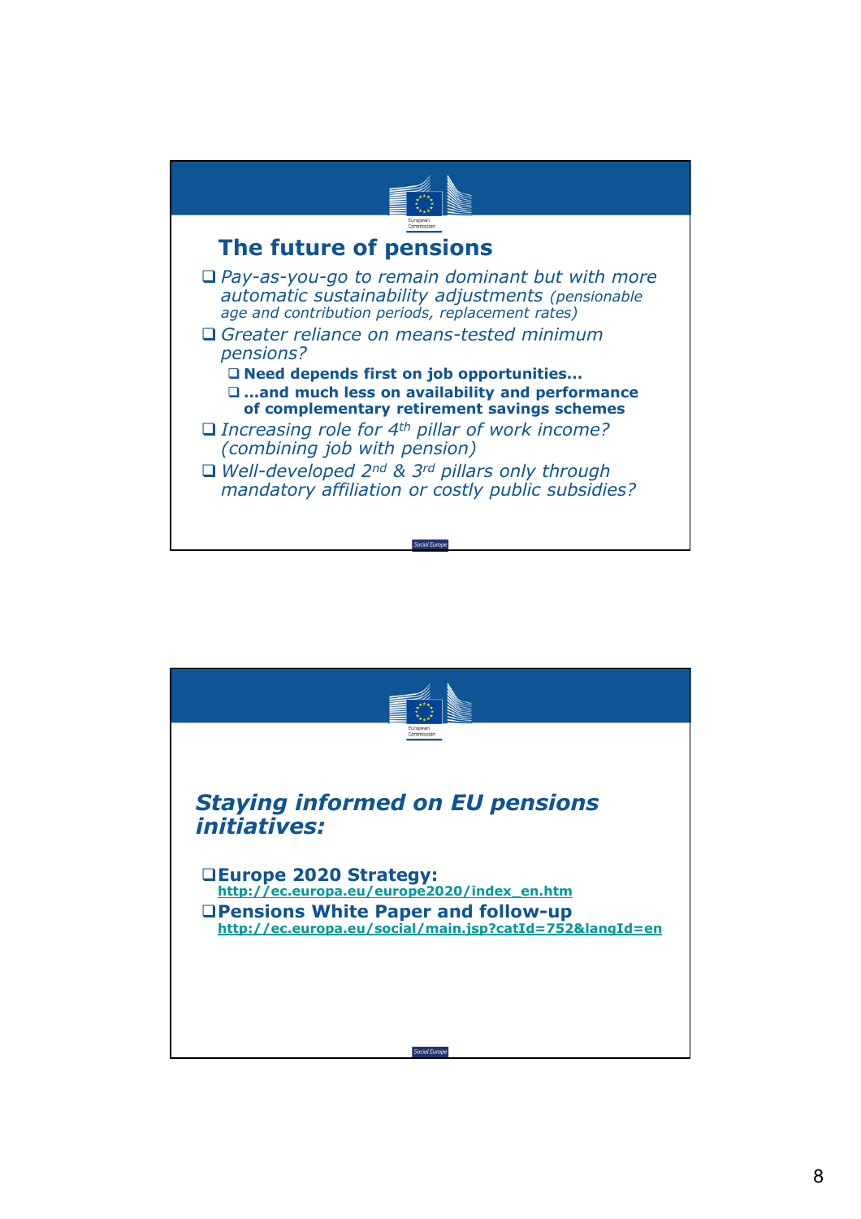## The future of pensions

- *Pay-as-you-go to remain dominant but with more automatic sustainability adjustments (pensionable age and contribution periods, replacement rates)*
- *Greater reliance on means-tested minimum pensions?*
  - **Need depends first on job opportunities…**
  - **…and much less on availability and performance of complementary retirement savings schemes**
- *Increasing role for 4th pillar of work income? (combining job with pension)*
- *Well-developed 2nd & 3rd pillars only through mandatory affiliation or costly public subsidies?*

## *Staying informed on EU pensions initiatives:*

- **Europe 2020 Strategy:**
  http://ec.europa.eu/europe2020/index_en.htm
- **Pensions White Paper and follow-up**
  http://ec.europa.eu/social/main.jsp?catId=752&langId=en